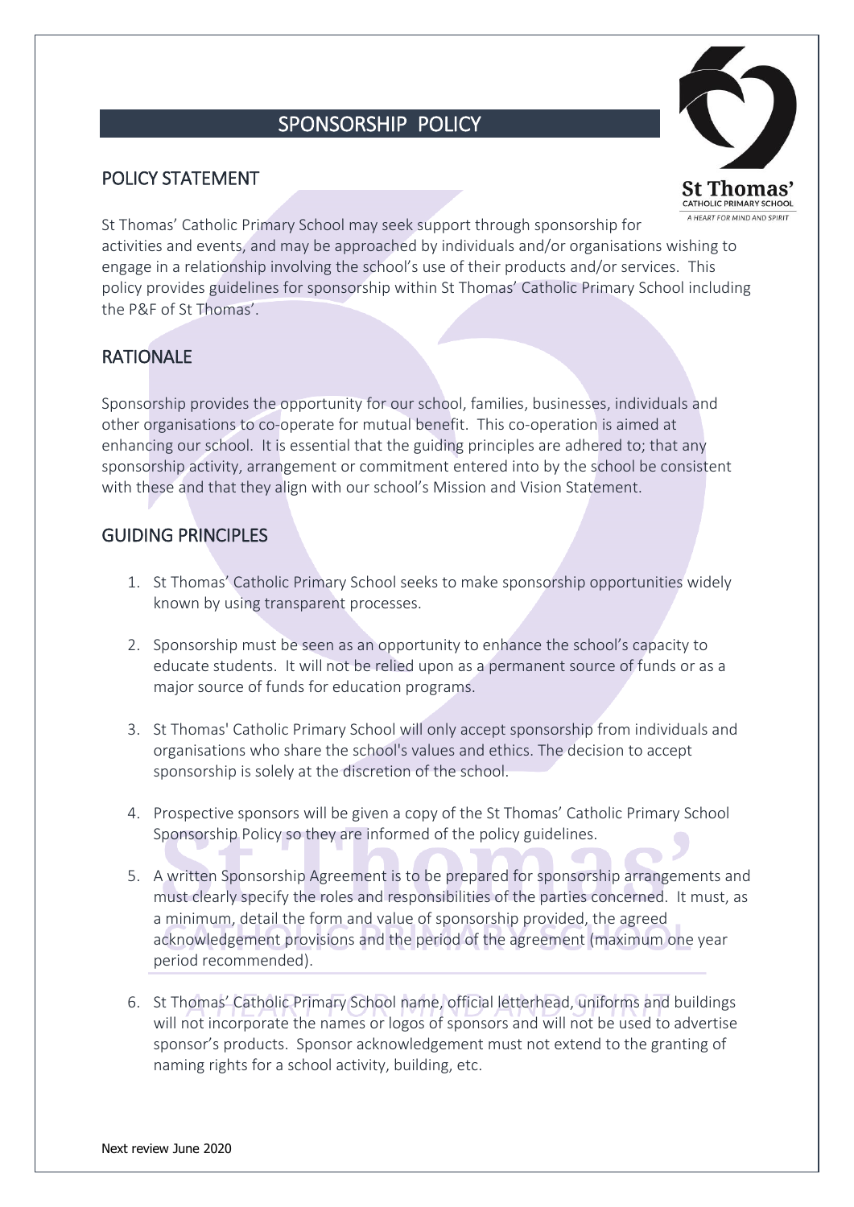# SPONSORSHIP POLICY

## POLICY STATEMENT

St Thomas' Catholic Primary School may seek support through sponsorship for activities and events, and may be approached by individuals and/or organisations wishing to engage in a relationship involving the school's use of their products and/or services. This policy provides guidelines for sponsorship within St Thomas' Catholic Primary School including the P&F of St Thomas'.

## RATIONALE

Sponsorship provides the opportunity for our school, families, businesses, individuals and other organisations to co-operate for mutual benefit. This co-operation is aimed at enhancing our school. It is essential that the guiding principles are adhered to; that any sponsorship activity, arrangement or commitment entered into by the school be consistent with these and that they align with our school's Mission and Vision Statement.

## GUIDING PRINCIPLES

1. St Thomas' Catholic Primary School seeks to make sponsorship opportunities widely known by using transparent processes.

2. Sponsorship must be seen as an opportunity to enhance the school's capacity to educate students. It will not be relied upon as a permanent source of funds or as a major source of funds for education programs.

3. St Thomas' Catholic Primary School will only accept sponsorship from individuals and organisations who share the school's values and ethics. The decision to accept sponsorship is solely at the discretion of the school.

4. Prospective sponsors will be given a copy of the St Thomas' Catholic Primary School Sponsorship Policy so they are informed of the policy guidelines.

5. A written Sponsorship Agreement is to be prepared for sponsorship arrangements and must clearly specify the roles and responsibilities of the parties concerned. It must, as a minimum, detail the form and value of sponsorship provided, the agreed acknowledgement provisions and the period of the agreement (maximum one year period recommended).

6. St Thomas' Catholic Primary School name, official letterhead, uniforms and buildings will not incorporate the names or logos of sponsors and will not be used to advertise sponsor's products. Sponsor acknowledgement must not extend to the granting of naming rights for a school activity, building, etc.

Next review June 2020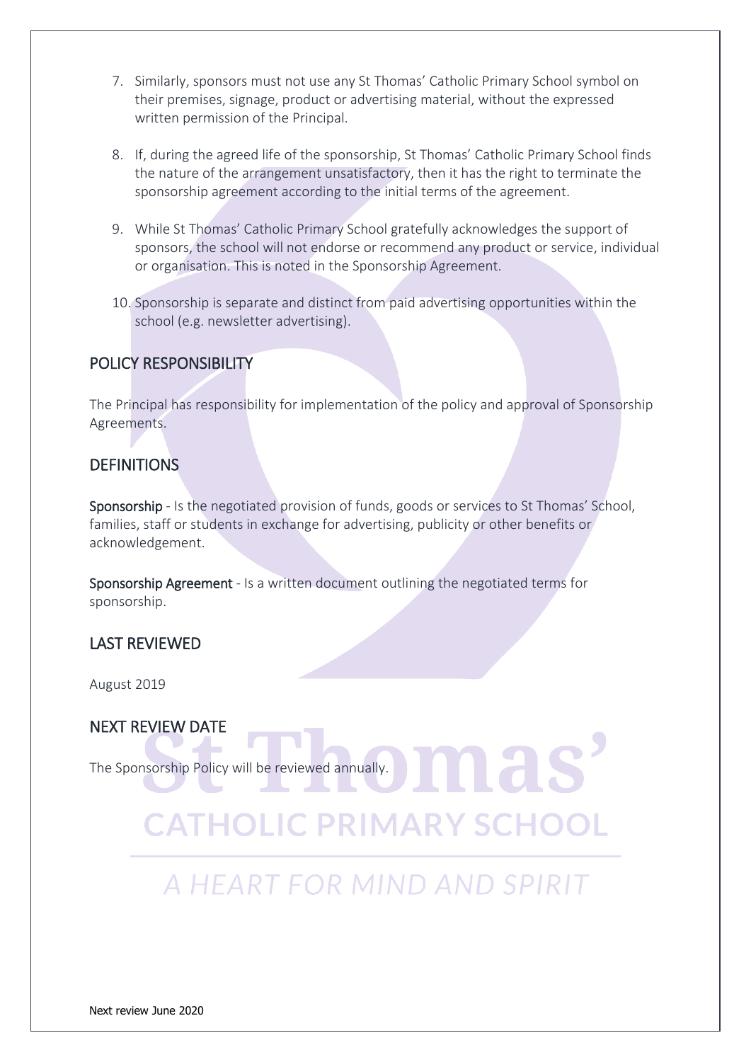7. Similarly, sponsors must not use any St Thomas' Catholic Primary School symbol on their premises, signage, product or advertising material, without the expressed written permission of the Principal.

8. If, during the agreed life of the sponsorship, St Thomas' Catholic Primary School finds the nature of the arrangement unsatisfactory, then it has the right to terminate the sponsorship agreement according to the initial terms of the agreement.

9. While St Thomas' Catholic Primary School gratefully acknowledges the support of sponsors, the school will not endorse or recommend any product or service, individual or organisation. This is noted in the Sponsorship Agreement.

10. Sponsorship is separate and distinct from paid advertising opportunities within the school (e.g. newsletter advertising).

## POLICY RESPONSIBILITY

The Principal has responsibility for implementation of the policy and approval of Sponsorship Agreements.

## DEFINITIONS

**Sponsorship** - Is the negotiated provision of funds, goods or services to St Thomas' School, families, staff or students in exchange for advertising, publicity or other benefits or acknowledgement.

**Sponsorship Agreement** - Is a written document outlining the negotiated terms for sponsorship.

## LAST REVIEWED

August 2019

## NEXT REVIEW DATE

The Sponsorship Policy will be reviewed annually.

Next review June 2020